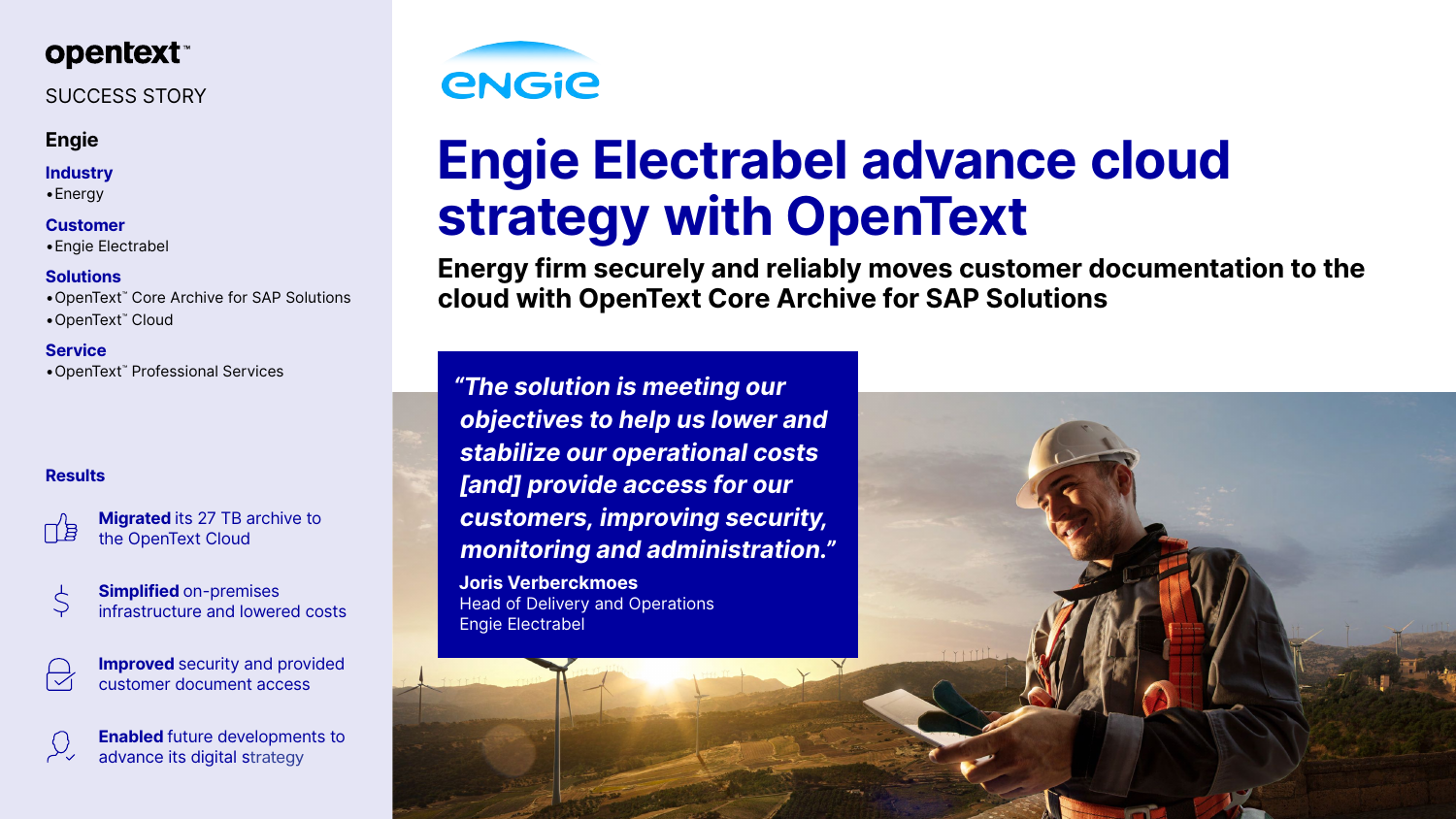opentext™

SUCCESS STORY

**Engie**

**Industry**
- Energy

**Customer**
- Engie Electrabel

**Solutions**
- OpenText™ Core Archive for SAP Solutions
- OpenText™ Cloud

**Service**
- OpenText™ Professional Services

**Results**

**Migrated** its 27 TB archive to the OpenText Cloud

**Simplified** on-premises infrastructure and lowered costs

**Improved** security and provided customer document access

**Enabled** future developments to advance its digital strategy

# Engie Electrabel advance cloud strategy with OpenText

## Energy firm securely and reliably moves customer documentation to the cloud with OpenText Core Archive for SAP Solutions

> ***"The solution is meeting our objectives to help us lower and stabilize our operational costs [and] provide access for our customers, improving security, monitoring and administration."***
>
> **Joris Verberckmoes**
> Head of Delivery and Operations
> Engie Electrabel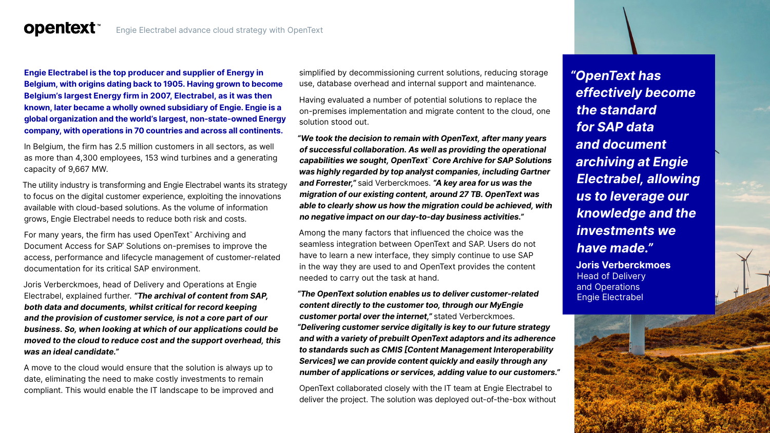**Engie Electrabel is the top producer and supplier of Energy in Belgium, with origins dating back to 1905. Having grown to become Belgium's largest Energy firm in 2007, Electrabel, as it was then known, later became a wholly owned subsidiary of Engie. Engie is a global organization and the world's largest, non-state-owned Energy company, with operations in 70 countries and across all continents.**

In Belgium, the firm has 2.5 million customers in all sectors, as well as more than 4,300 employees, 153 wind turbines and a generating capacity of 9,667 MW.

The utility industry is transforming and Engie Electrabel wants its strategy to focus on the digital customer experience, exploiting the innovations available with cloud-based solutions. As the volume of information grows, Engie Electrabel needs to reduce both risk and costs.

For many years, the firm has used OpenText™ Archiving and Document Access for SAP® Solutions on-premises to improve the access, performance and lifecycle management of customer-related documentation for its critical SAP environment.

Joris Verberckmoes, head of Delivery and Operations at Engie Electrabel, explained further. ***"The archival of content from SAP, both data and documents, whilst critical for record keeping and the provision of customer service, is not a core part of our business. So, when looking at which of our applications could be moved to the cloud to reduce cost and the support overhead, this was an ideal candidate."***

A move to the cloud would ensure that the solution is always up to date, eliminating the need to make costly investments to remain compliant. This would enable the IT landscape to be improved and simplified by decommissioning current solutions, reducing storage use, database overhead and internal support and maintenance.

Having evaluated a number of potential solutions to replace the on-premises implementation and migrate content to the cloud, one solution stood out.

***"We took the decision to remain with OpenText, after many years of successful collaboration. As well as providing the operational capabilities we sought, OpenText™ Core Archive for SAP Solutions was highly regarded by top analyst companies, including Gartner and Forrester,"*** said Verberckmoes. ***"A key area for us was the migration of our existing content, around 27 TB. OpenText was able to clearly show us how the migration could be achieved, with no negative impact on our day-to-day business activities."***

Among the many factors that influenced the choice was the seamless integration between OpenText and SAP. Users do not have to learn a new interface, they simply continue to use SAP in the way they are used to and OpenText provides the content needed to carry out the task at hand.

***"The OpenText solution enables us to deliver customer-related content directly to the customer too, through our MyEngie customer portal over the internet,"*** stated Verberckmoes. ***"Delivering customer service digitally is key to our future strategy and with a variety of prebuilt OpenText adaptors and its adherence to standards such as CMIS [Content Management Interoperability Services] we can provide content quickly and easily through any number of applications or services, adding value to our customers."***

OpenText collaborated closely with the IT team at Engie Electrabel to deliver the project. The solution was deployed out-of-the-box without

> ***"OpenText has effectively become the standard for SAP data and document archiving at Engie Electrabel, allowing us to leverage our knowledge and the investments we have made."***
>
> **Joris Verberckmoes**
> Head of Delivery and Operations
> Engie Electrabel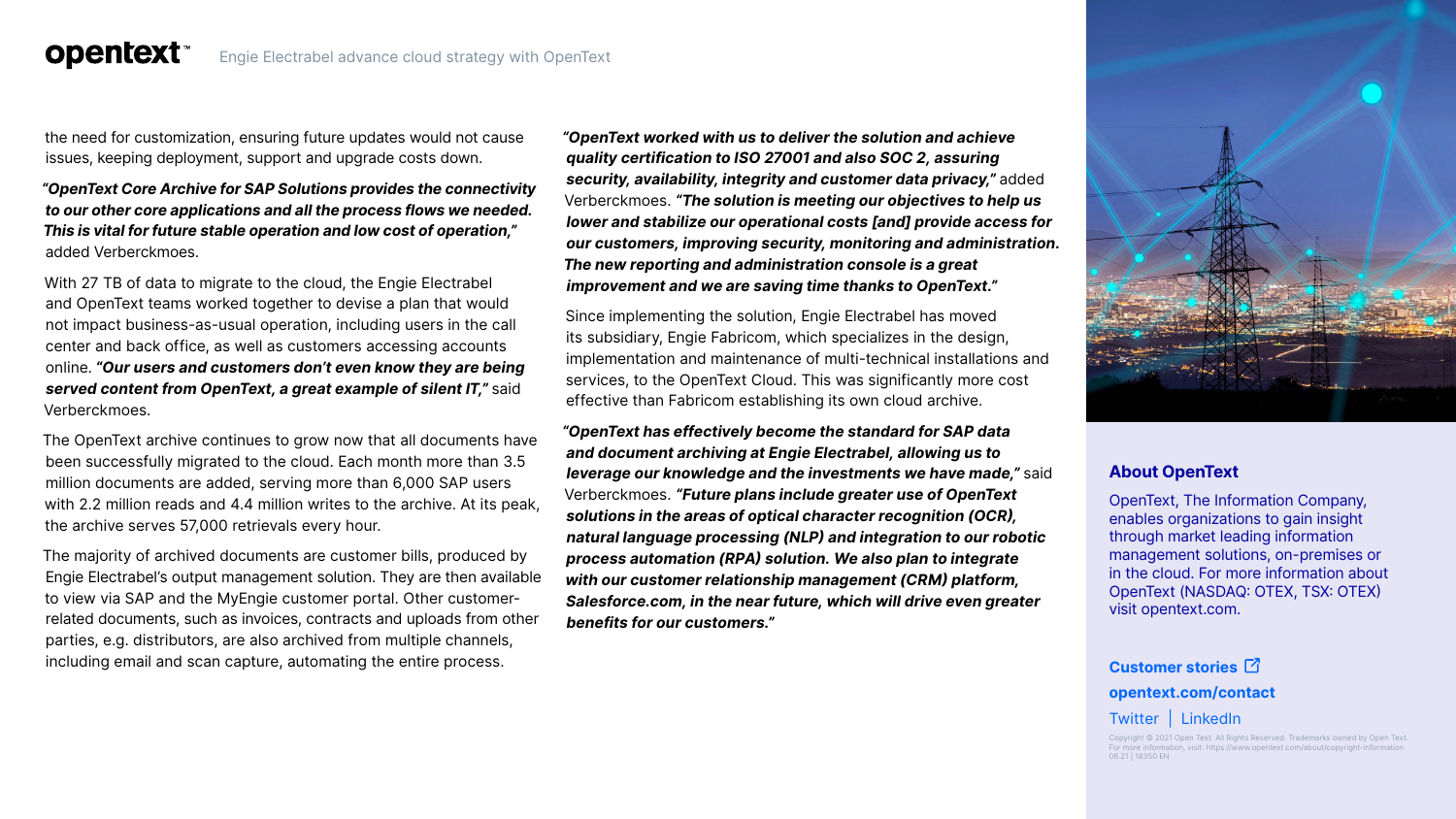the need for customization, ensuring future updates would not cause issues, keeping deployment, support and upgrade costs down.

***"OpenText Core Archive for SAP Solutions provides the connectivity to our other core applications and all the process flows we needed. This is vital for future stable operation and low cost of operation,"*** added Verberckmoes.

With 27 TB of data to migrate to the cloud, the Engie Electrabel and OpenText teams worked together to devise a plan that would not impact business-as-usual operation, including users in the call center and back office, as well as customers accessing accounts online. ***"Our users and customers don't even know they are being served content from OpenText, a great example of silent IT,"*** said Verberckmoes.

The OpenText archive continues to grow now that all documents have been successfully migrated to the cloud. Each month more than 3.5 million documents are added, serving more than 6,000 SAP users with 2.2 million reads and 4.4 million writes to the archive. At its peak, the archive serves 57,000 retrievals every hour.

The majority of archived documents are customer bills, produced by Engie Electrabel's output management solution. They are then available to view via SAP and the MyEngie customer portal. Other customer-related documents, such as invoices, contracts and uploads from other parties, e.g. distributors, are also archived from multiple channels, including email and scan capture, automating the entire process.

***"OpenText worked with us to deliver the solution and achieve quality certification to ISO 27001 and also SOC 2, assuring security, availability, integrity and customer data privacy,"*** added Verberckmoes. ***"The solution is meeting our objectives to help us lower and stabilize our operational costs [and] provide access for our customers, improving security, monitoring and administration. The new reporting and administration console is a great improvement and we are saving time thanks to OpenText."***

Since implementing the solution, Engie Electrabel has moved its subsidiary, Engie Fabricom, which specializes in the design, implementation and maintenance of multi-technical installations and services, to the OpenText Cloud. This was significantly more cost effective than Fabricom establishing its own cloud archive.

***"OpenText has effectively become the standard for SAP data and document archiving at Engie Electrabel, allowing us to leverage our knowledge and the investments we have made,"*** said Verberckmoes. ***"Future plans include greater use of OpenText solutions in the areas of optical character recognition (OCR), natural language processing (NLP) and integration to our robotic process automation (RPA) solution. We also plan to integrate with our customer relationship management (CRM) platform, Salesforce.com, in the near future, which will drive even greater benefits for our customers."***

## About OpenText

OpenText, The Information Company, enables organizations to gain insight through market leading information management solutions, on-premises or in the cloud. For more information about OpenText (NASDAQ: OTEX, TSX: OTEX) visit opentext.com.

**Customer stories**

**opentext.com/contact**

Twitter | LinkedIn

Copyright © 2021 Open Text. All Rights Reserved. Trademarks owned by Open Text. For more information, visit: https://www.opentext.com/about/copyright-information 06.21 | 18350.EN